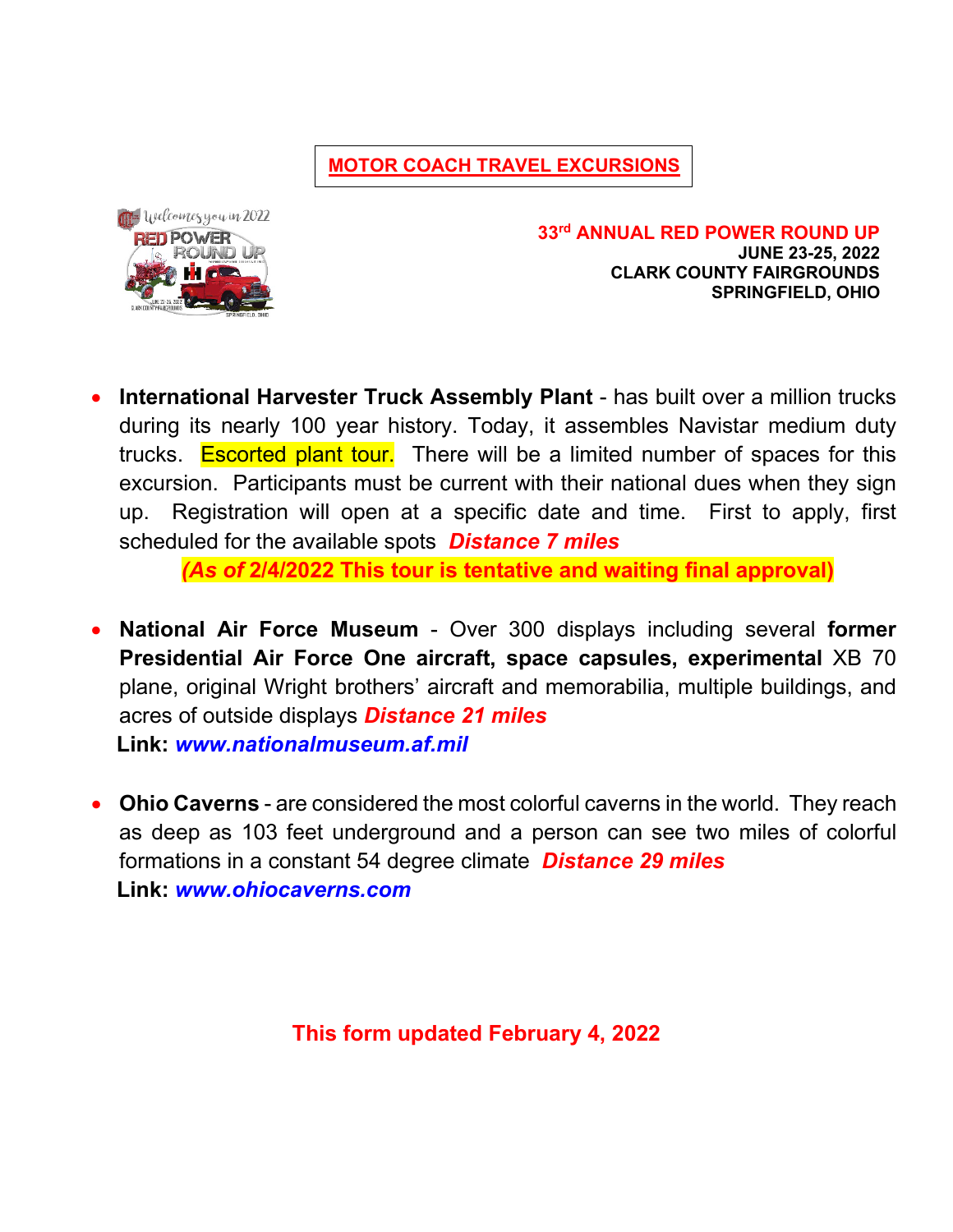# MOTOR COACH TRAVEL EXCURSIONS

**33rd ANNUAL RED POWER ROUND UP**
**JUNE 23-25, 2022**
**CLARK COUNTY FAIRGROUNDS**
**SPRINGFIELD, OHIO**

- **International Harvester Truck Assembly Plant** - has built over a million trucks during its nearly 100 year history. Today, it assembles Navistar medium duty trucks. Escorted plant tour. There will be a limited number of spaces for this excursion. Participants must be current with their national dues when they sign up. Registration will open at a specific date and time. First to apply, first scheduled for the available spots ***Distance 7 miles***

  ***(As of 2/4/2022 This tour is tentative and waiting final approval)***

- **National Air Force Museum** - Over 300 displays including several **former Presidential Air Force One aircraft, space capsules, experimental** XB 70 plane, original Wright brothers' aircraft and memorabilia, multiple buildings, and acres of outside displays ***Distance 21 miles***

  **Link: *www.nationalmuseum.af.mil***

- **Ohio Caverns** - are considered the most colorful caverns in the world. They reach as deep as 103 feet underground and a person can see two miles of colorful formations in a constant 54 degree climate ***Distance 29 miles***

  **Link: *www.ohiocaverns.com***

**This form updated February 4, 2022**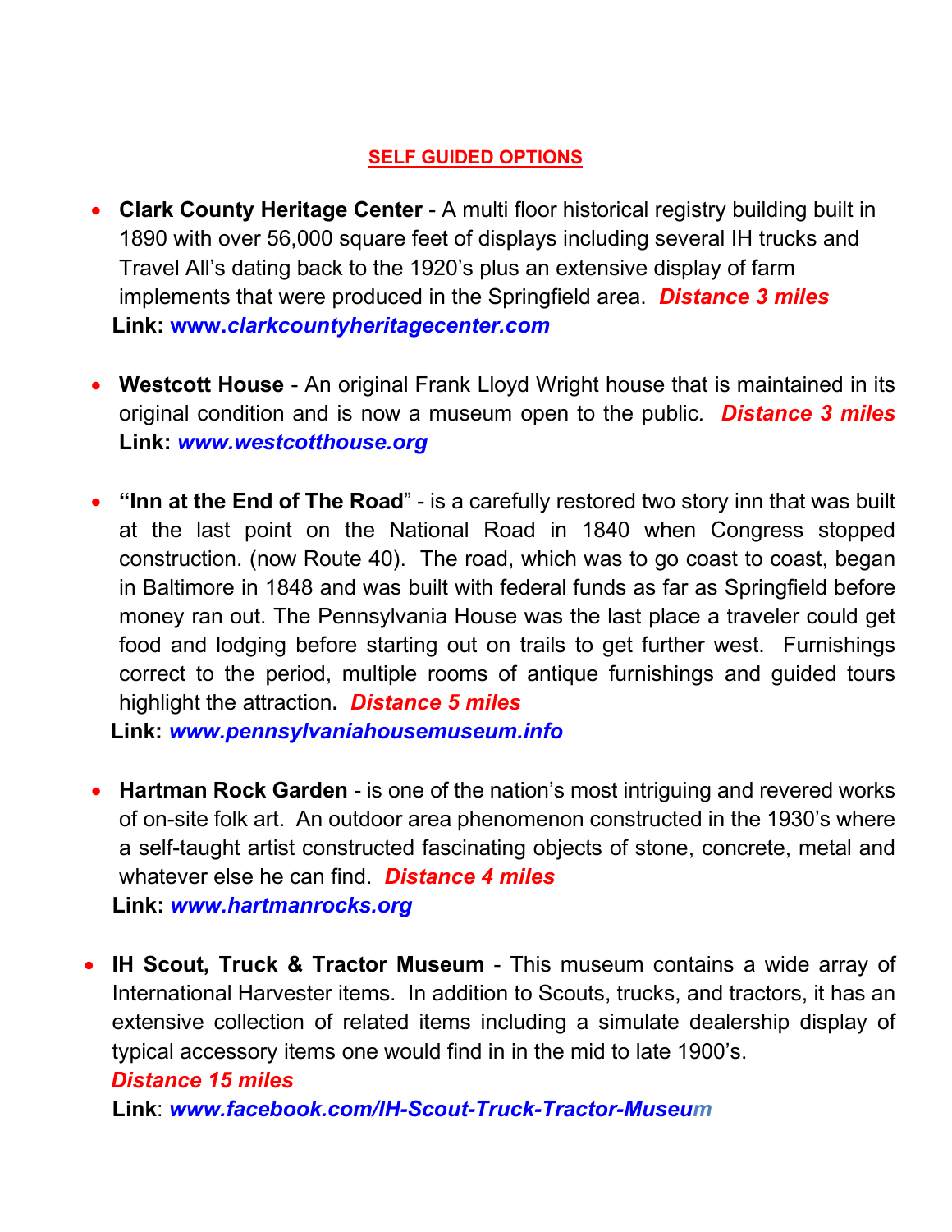## SELF GUIDED OPTIONS

- **Clark County Heritage Center** - A multi floor historical registry building built in 1890 with over 56,000 square feet of displays including several IH trucks and Travel All's dating back to the 1920's plus an extensive display of farm implements that were produced in the Springfield area. ***Distance 3 miles***
  **Link: *www.clarkcountyheritagecenter.com***

- **Westcott House** - An original Frank Lloyd Wright house that is maintained in its original condition and is now a museum open to the public. ***Distance 3 miles***
  **Link: *www.westcotthouse.org***

- **"Inn at the End of The Road"** - is a carefully restored two story inn that was built at the last point on the National Road in 1840 when Congress stopped construction. (now Route 40). The road, which was to go coast to coast, began in Baltimore in 1848 and was built with federal funds as far as Springfield before money ran out. The Pennsylvania House was the last place a traveler could get food and lodging before starting out on trails to get further west. Furnishings correct to the period, multiple rooms of antique furnishings and guided tours highlight the attraction**.** ***Distance 5 miles***
  **Link: *www.pennsylvaniahousemuseum.info***

- **Hartman Rock Garden** - is one of the nation's most intriguing and revered works of on-site folk art. An outdoor area phenomenon constructed in the 1930's where a self-taught artist constructed fascinating objects of stone, concrete, metal and whatever else he can find. ***Distance 4 miles***
  **Link: *www.hartmanrocks.org***

- **IH Scout, Truck & Tractor Museum** - This museum contains a wide array of International Harvester items. In addition to Scouts, trucks, and tractors, it has an extensive collection of related items including a simulate dealership display of typical accessory items one would find in in the mid to late 1900's.
  ***Distance 15 miles***
  **Link**: ***www.facebook.com/IH-Scout-Truck-Tractor-Museum***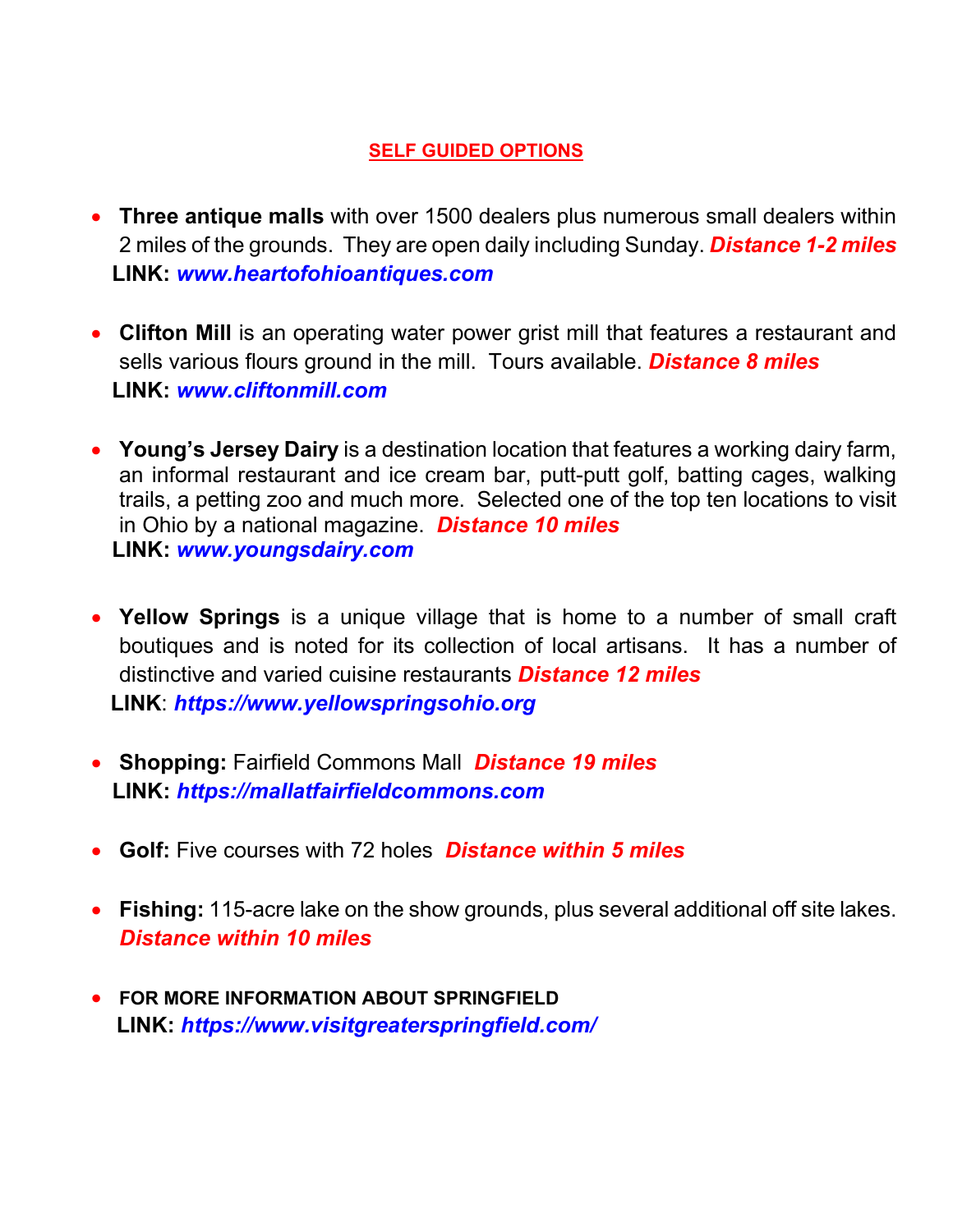**SELF GUIDED OPTIONS**

- **Three antique malls** with over 1500 dealers plus numerous small dealers within 2 miles of the grounds. They are open daily including Sunday. ***Distance 1-2 miles***
  **LINK: *www.heartofohioantiques.com***

- **Clifton Mill** is an operating water power grist mill that features a restaurant and sells various flours ground in the mill. Tours available. ***Distance 8 miles***
  **LINK: *www.cliftonmill.com***

- **Young's Jersey Dairy** is a destination location that features a working dairy farm, an informal restaurant and ice cream bar, putt-putt golf, batting cages, walking trails, a petting zoo and much more. Selected one of the top ten locations to visit in Ohio by a national magazine. ***Distance 10 miles***
  **LINK: *www.youngsdairy.com***

- **Yellow Springs** is a unique village that is home to a number of small craft boutiques and is noted for its collection of local artisans. It has a number of distinctive and varied cuisine restaurants ***Distance 12 miles***
  **LINK**: ***https://www.yellowspringsohio.org***

- **Shopping:** Fairfield Commons Mall ***Distance 19 miles***
  **LINK: *https://mallatfairfieldcommons.com***

- **Golf:** Five courses with 72 holes ***Distance within 5 miles***

- **Fishing:** 115-acre lake on the show grounds, plus several additional off site lakes. ***Distance within 10 miles***

- **FOR MORE INFORMATION ABOUT SPRINGFIELD**
  **LINK: *https://www.visitgreaterspringfield.com/***